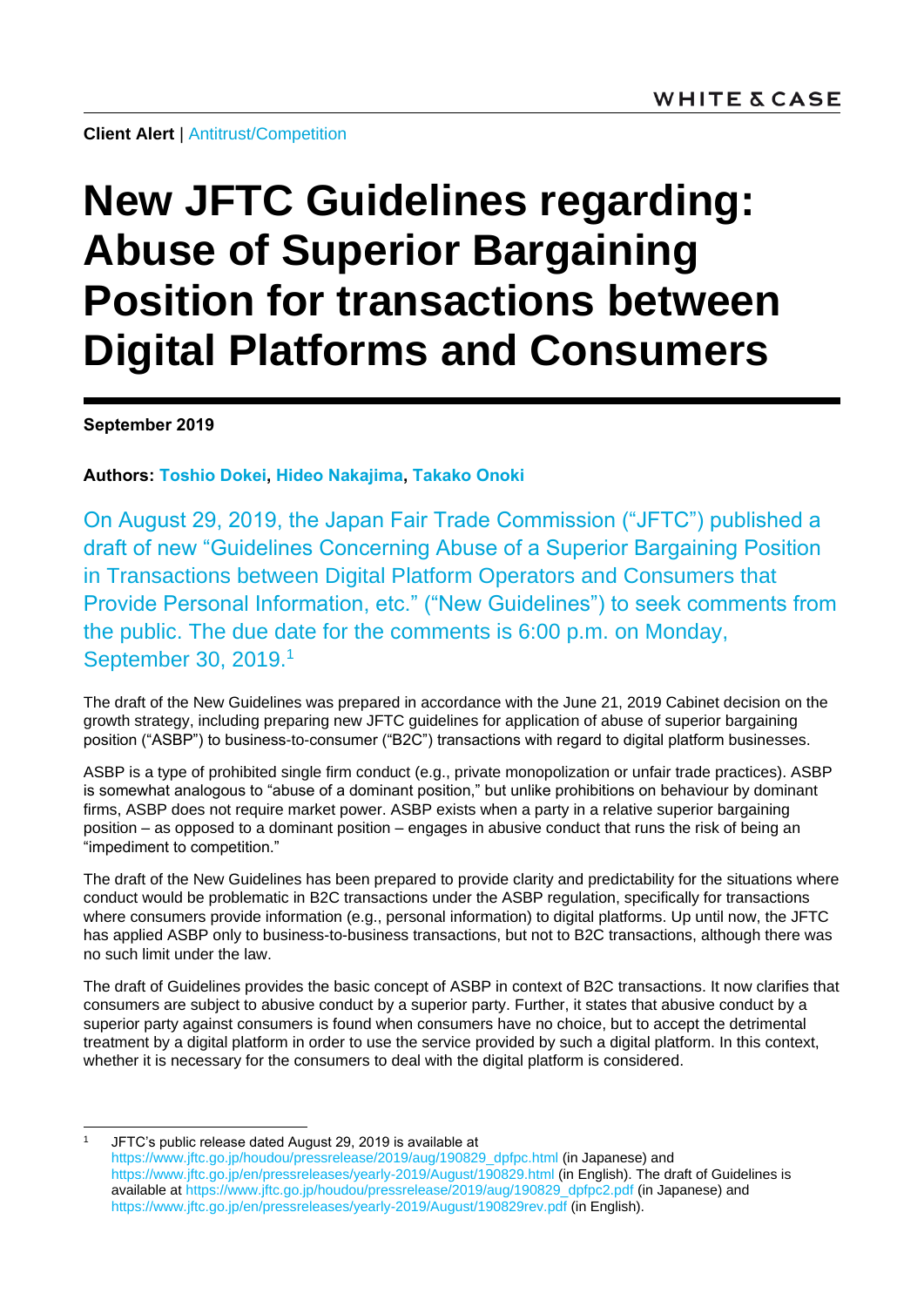**Client Alert** | Antitrust/Competition

# New JFTC Guidelines regarding: Abuse of Superior Bargaining Position for transactions between Digital Platforms and Consumers

**September 2019**

**Authors: Toshio Dokei, Hideo Nakajima, Takako Onoki**

On August 29, 2019, the Japan Fair Trade Commission ("JFTC") published a draft of new "Guidelines Concerning Abuse of a Superior Bargaining Position in Transactions between Digital Platform Operators and Consumers that Provide Personal Information, etc." ("New Guidelines") to seek comments from the public. The due date for the comments is 6:00 p.m. on Monday, September 30, 2019.[1]

The draft of the New Guidelines was prepared in accordance with the June 21, 2019 Cabinet decision on the growth strategy, including preparing new JFTC guidelines for application of abuse of superior bargaining position ("ASBP") to business-to-consumer ("B2C") transactions with regard to digital platform businesses.

ASBP is a type of prohibited single firm conduct (e.g., private monopolization or unfair trade practices). ASBP is somewhat analogous to "abuse of a dominant position," but unlike prohibitions on behaviour by dominant firms, ASBP does not require market power. ASBP exists when a party in a relative superior bargaining position – as opposed to a dominant position – engages in abusive conduct that runs the risk of being an "impediment to competition."

The draft of the New Guidelines has been prepared to provide clarity and predictability for the situations where conduct would be problematic in B2C transactions under the ASBP regulation, specifically for transactions where consumers provide information (e.g., personal information) to digital platforms. Up until now, the JFTC has applied ASBP only to business-to-business transactions, but not to B2C transactions, although there was no such limit under the law.

The draft of Guidelines provides the basic concept of ASBP in context of B2C transactions. It now clarifies that consumers are subject to abusive conduct by a superior party. Further, it states that abusive conduct by a superior party against consumers is found when consumers have no choice, but to accept the detrimental treatment by a digital platform in order to use the service provided by such a digital platform. In this context, whether it is necessary for the consumers to deal with the digital platform is considered.

---

[1] JFTC's public release dated August 29, 2019 is available at https://www.jftc.go.jp/houdou/pressrelease/2019/aug/190829_dpfpc.html (in Japanese) and https://www.jftc.go.jp/en/pressreleases/yearly-2019/August/190829.html (in English). The draft of Guidelines is available at https://www.jftc.go.jp/houdou/pressrelease/2019/aug/190829_dpfpc2.pdf (in Japanese) and https://www.jftc.go.jp/en/pressreleases/yearly-2019/August/190829rev.pdf (in English).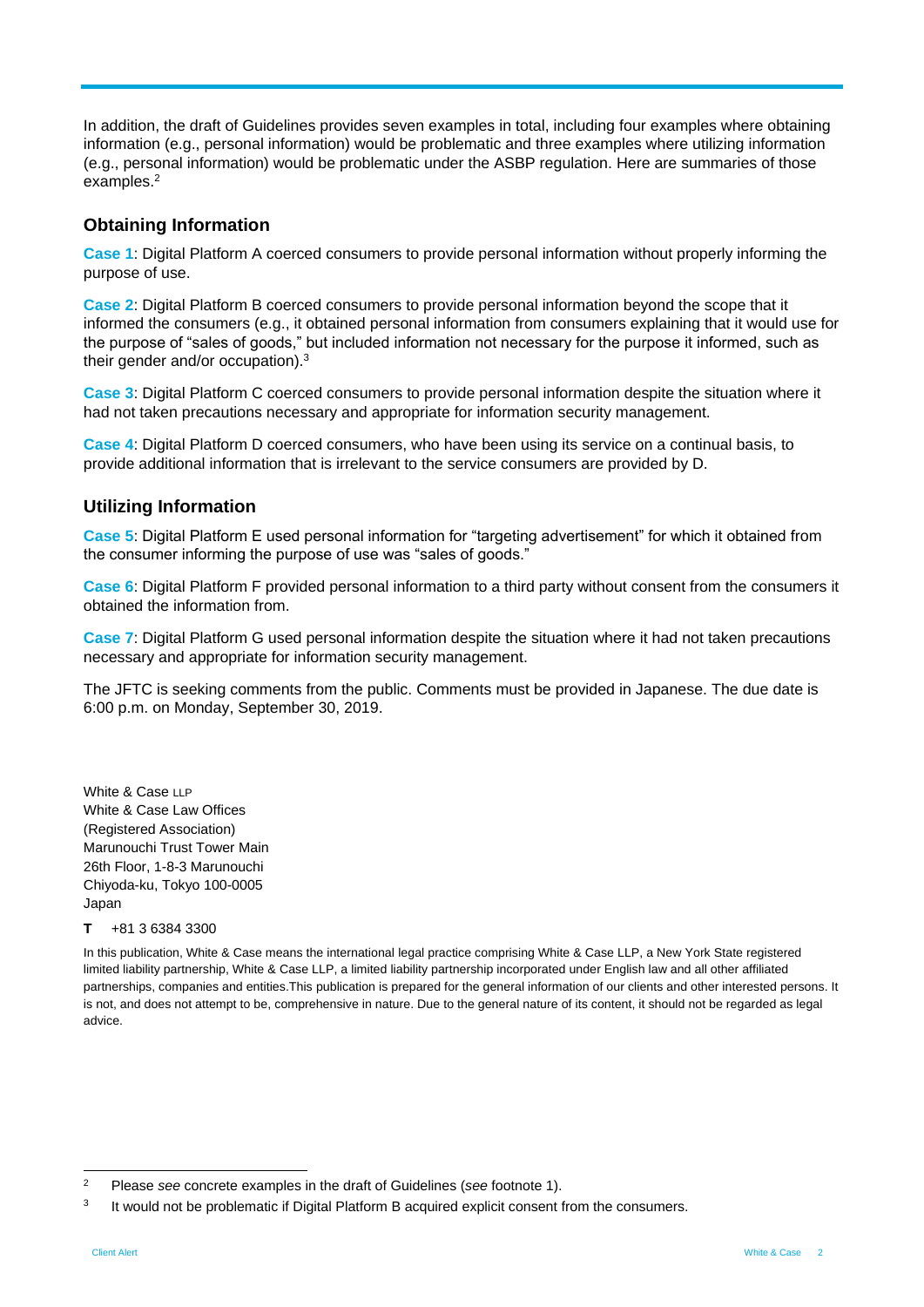In addition, the draft of Guidelines provides seven examples in total, including four examples where obtaining information (e.g., personal information) would be problematic and three examples where utilizing information (e.g., personal information) would be problematic under the ASBP regulation. Here are summaries of those examples.[2]

## Obtaining Information

**Case 1**: Digital Platform A coerced consumers to provide personal information without properly informing the purpose of use.

**Case 2**: Digital Platform B coerced consumers to provide personal information beyond the scope that it informed the consumers (e.g., it obtained personal information from consumers explaining that it would use for the purpose of "sales of goods," but included information not necessary for the purpose it informed, such as their gender and/or occupation).[3]

**Case 3**: Digital Platform C coerced consumers to provide personal information despite the situation where it had not taken precautions necessary and appropriate for information security management.

**Case 4**: Digital Platform D coerced consumers, who have been using its service on a continual basis, to provide additional information that is irrelevant to the service consumers are provided by D.

## Utilizing Information

**Case 5**: Digital Platform E used personal information for "targeting advertisement" for which it obtained from the consumer informing the purpose of use was "sales of goods."

**Case 6**: Digital Platform F provided personal information to a third party without consent from the consumers it obtained the information from.

**Case 7**: Digital Platform G used personal information despite the situation where it had not taken precautions necessary and appropriate for information security management.

The JFTC is seeking comments from the public. Comments must be provided in Japanese. The due date is 6:00 p.m. on Monday, September 30, 2019.

White & Case LLP
White & Case Law Offices
(Registered Association)
Marunouchi Trust Tower Main
26th Floor, 1-8-3 Marunouchi
Chiyoda-ku, Tokyo 100-0005
Japan

**T** +81 3 6384 3300

In this publication, White & Case means the international legal practice comprising White & Case LLP, a New York State registered limited liability partnership, White & Case LLP, a limited liability partnership incorporated under English law and all other affiliated partnerships, companies and entities.This publication is prepared for the general information of our clients and other interested persons. It is not, and does not attempt to be, comprehensive in nature. Due to the general nature of its content, it should not be regarded as legal advice.

---

[2] Please *see* concrete examples in the draft of Guidelines (*see* footnote 1).

[3] It would not be problematic if Digital Platform B acquired explicit consent from the consumers.